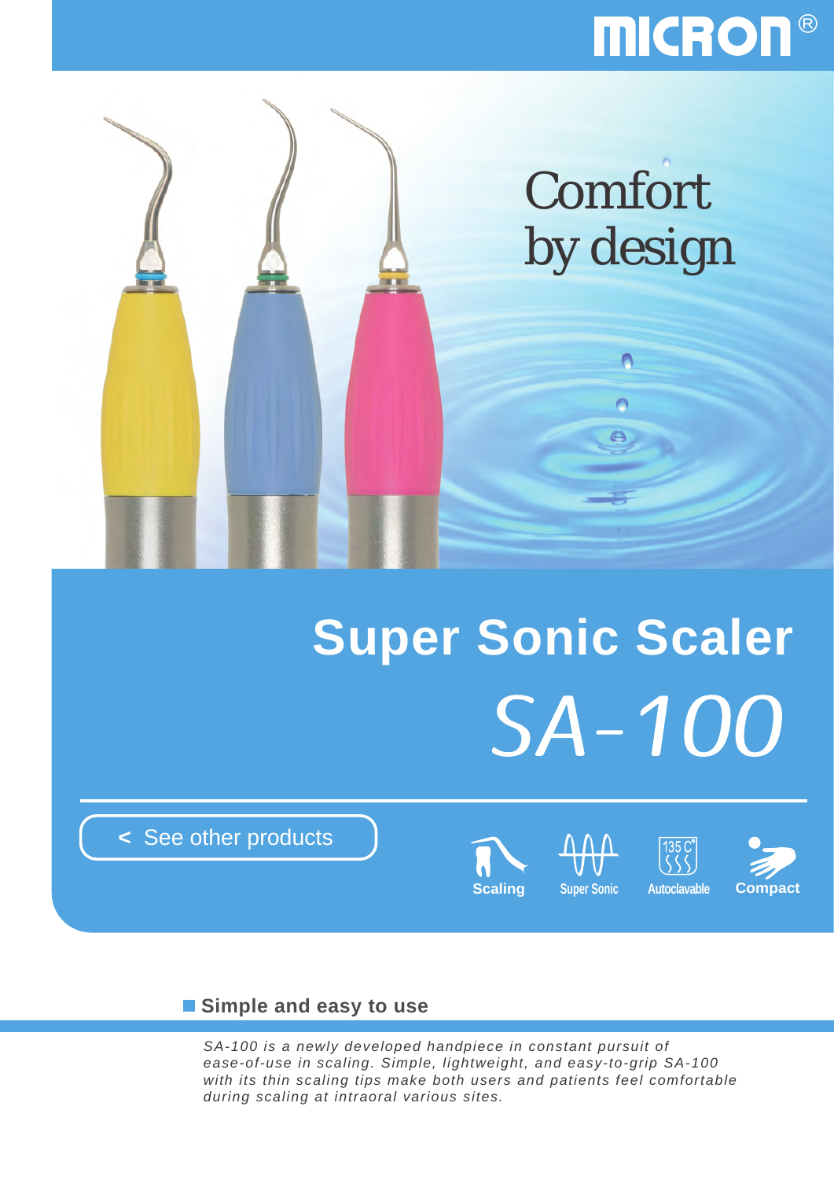MICRON®

Comfort
by design

# Super Sonic Scaler

## SA-100

< See other products

Scaling | Super Sonic | 135 C° Autoclavable | Compact

### Simple and easy to use

*SA-100 is a newly developed handpiece in constant pursuit of ease-of-use in scaling. Simple, lightweight, and easy-to-grip SA-100 with its thin scaling tips make both users and patients feel comfortable during scaling at intraoral various sites.*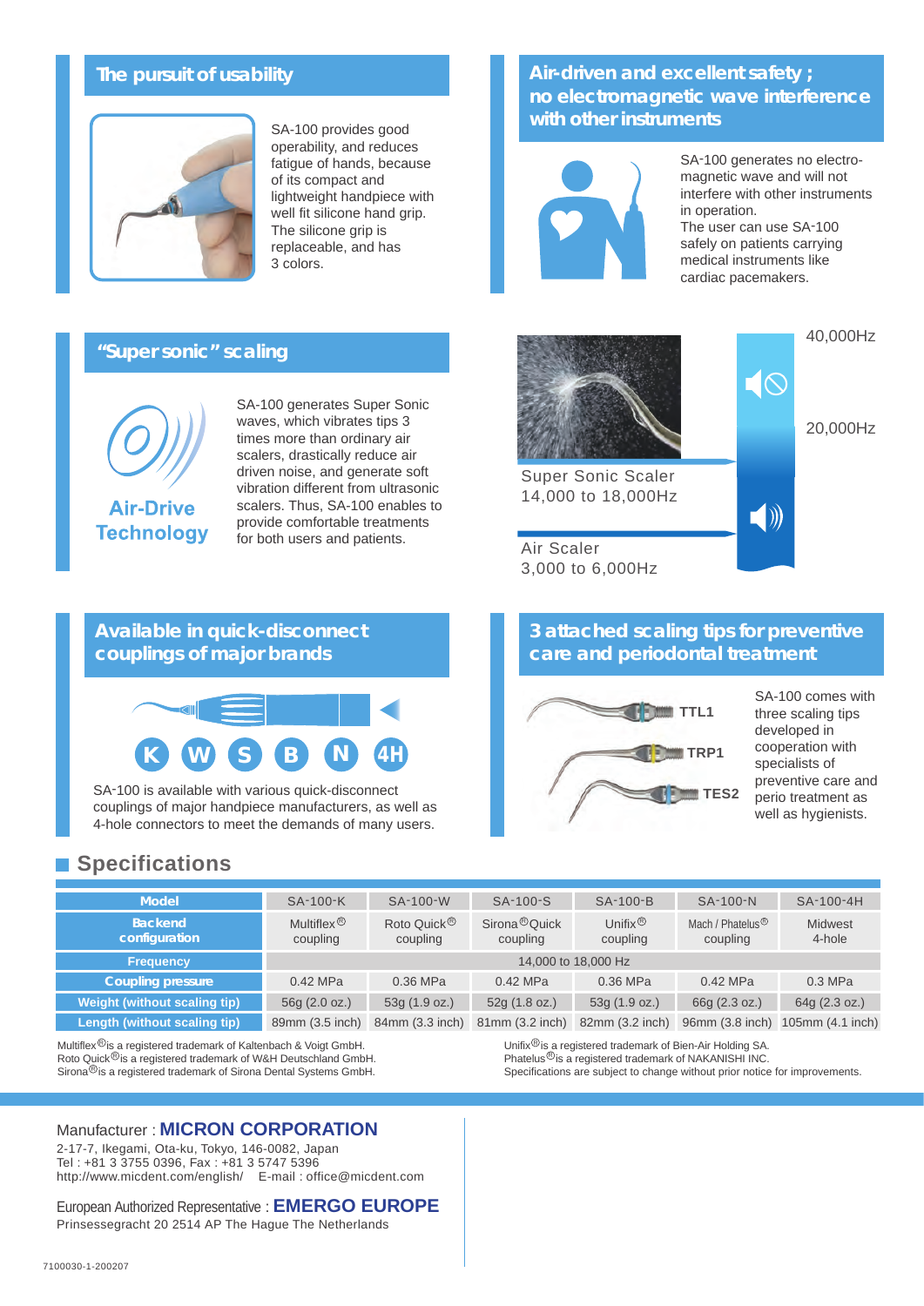## The pursuit of usability

SA-100 provides good operability, and reduces fatigue of hands, because of its compact and lightweight handpiece with well fit silicone hand grip. The silicone grip is replaceable, and has 3 colors.

## Air-driven and excellent safety ; no electromagnetic wave interference with other instruments

SA-100 generates no electro-magnetic wave and will not interfere with other instruments in operation.
The user can use SA-100 safely on patients carrying medical instruments like cardiac pacemakers.

## "Super sonic" scaling

Air-Drive Technology

SA-100 generates Super Sonic waves, which vibrates tips 3 times more than ordinary air scalers, drastically reduce air driven noise, and generate soft vibration different from ultrasonic scalers. Thus, SA-100 enables to provide comfortable treatments for both users and patients.

40,000Hz

20,000Hz

Super Sonic Scaler
14,000 to 18,000Hz

Air Scaler
3,000 to 6,000Hz

## Available in quick-disconnect couplings of major brands

K W S B N 4H

SA-100 is available with various quick-disconnect couplings of major handpiece manufacturers, as well as 4-hole connectors to meet the demands of many users.

## 3 attached scaling tips for preventive care and periodontal treatment

TTL1
TRP1
TES2

SA-100 comes with three scaling tips developed in cooperation with specialists of preventive care and perio treatment as well as hygienists.

## Specifications

| Model | SA-100-K | SA-100-W | SA-100-S | SA-100-B | SA-100-N | SA-100-4H |
|---|---|---|---|---|---|---|
| Backend configuration | Multiflex® coupling | Roto Quick® coupling | Sirona®Quick coupling | Unifix® coupling | Mach / Phatelus® coupling | Midwest 4-hole |
| Frequency | 14,000 to 18,000 Hz | | | | | |
| Coupling pressure | 0.42 MPa | 0.36 MPa | 0.42 MPa | 0.36 MPa | 0.42 MPa | 0.3 MPa |
| Weight (without scaling tip) | 56g (2.0 oz.) | 53g (1.9 oz.) | 52g (1.8 oz.) | 53g (1.9 oz.) | 66g (2.3 oz.) | 64g (2.3 oz.) |
| Length (without scaling tip) | 89mm (3.5 inch) | 84mm (3.3 inch) | 81mm (3.2 inch) | 82mm (3.2 inch) | 96mm (3.8 inch) | 105mm (4.1 inch) |

Multiflex® is a registered trademark of Kaltenbach & Voigt GmbH.
Roto Quick® is a registered trademark of W&H Deutschland GmbH.
Sirona® is a registered trademark of Sirona Dental Systems GmbH.
Unifix® is a registered trademark of Bien-Air Holding SA.
Phatelus® is a registered trademark of NAKANISHI INC.
Specifications are subject to change without prior notice for improvements.

Manufacturer : **MICRON CORPORATION**
2-17-7, Ikegami, Ota-ku, Tokyo, 146-0082, Japan
Tel : +81 3 3755 0396, Fax : +81 3 5747 5396
http://www.micdent.com/english/ E-mail : office@micdent.com

European Authorized Representative : **EMERGO EUROPE**
Prinsessegracht 20 2514 AP The Hague The Netherlands

7100030-1-200207